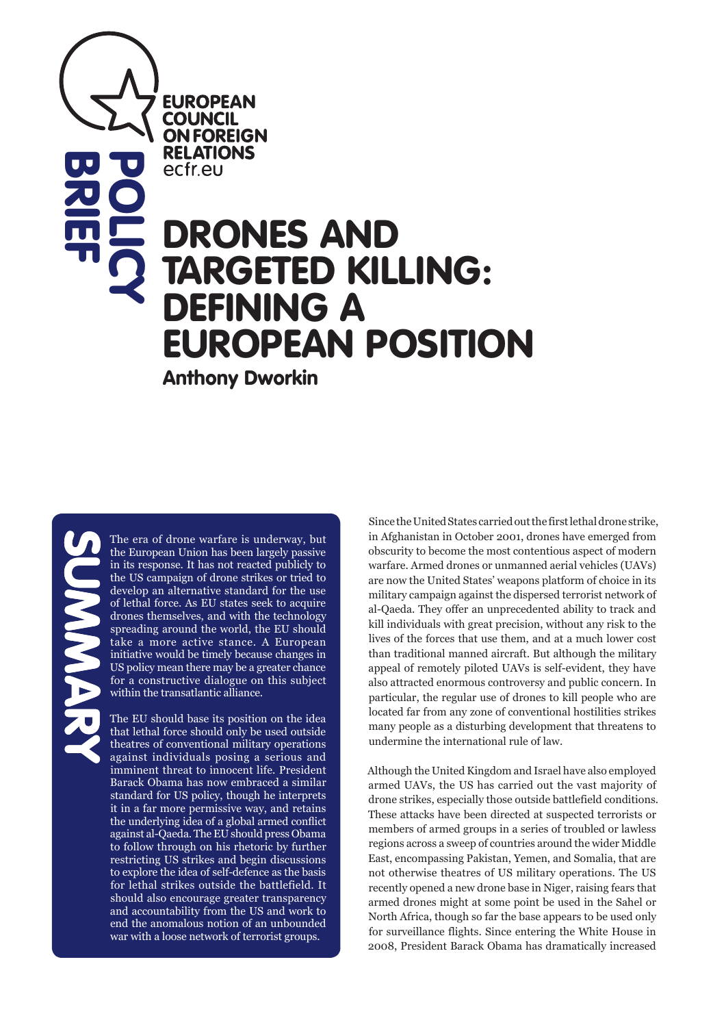EUROPEAN COUNCIL ON FOREIGN RELATIONS
ecfr.eu

POLICY BRIEF

# DRONES AND TARGETED KILLING: DEFINING A EUROPEAN POSITION

**Anthony Dworkin**

## SUMMARY

The era of drone warfare is underway, but the European Union has been largely passive in its response. It has not reacted publicly to the US campaign of drone strikes or tried to develop an alternative standard for the use of lethal force. As EU states seek to acquire drones themselves, and with the technology spreading around the world, the EU should take a more active stance. A European initiative would be timely because changes in US policy mean there may be a greater chance for a constructive dialogue on this subject within the transatlantic alliance.

The EU should base its position on the idea that lethal force should only be used outside theatres of conventional military operations against individuals posing a serious and imminent threat to innocent life. President Barack Obama has now embraced a similar standard for US policy, though he interprets it in a far more permissive way, and retains the underlying idea of a global armed conflict against al-Qaeda. The EU should press Obama to follow through on his rhetoric by further restricting US strikes and begin discussions to explore the idea of self-defence as the basis for lethal strikes outside the battlefield. It should also encourage greater transparency and accountability from the US and work to end the anomalous notion of an unbounded war with a loose network of terrorist groups.

Since the United States carried out the first lethal drone strike, in Afghanistan in October 2001, drones have emerged from obscurity to become the most contentious aspect of modern warfare. Armed drones or unmanned aerial vehicles (UAVs) are now the United States' weapons platform of choice in its military campaign against the dispersed terrorist network of al-Qaeda. They offer an unprecedented ability to track and kill individuals with great precision, without any risk to the lives of the forces that use them, and at a much lower cost than traditional manned aircraft. But although the military appeal of remotely piloted UAVs is self-evident, they have also attracted enormous controversy and public concern. In particular, the regular use of drones to kill people who are located far from any zone of conventional hostilities strikes many people as a disturbing development that threatens to undermine the international rule of law.

Although the United Kingdom and Israel have also employed armed UAVs, the US has carried out the vast majority of drone strikes, especially those outside battlefield conditions. These attacks have been directed at suspected terrorists or members of armed groups in a series of troubled or lawless regions across a sweep of countries around the wider Middle East, encompassing Pakistan, Yemen, and Somalia, that are not otherwise theatres of US military operations. The US recently opened a new drone base in Niger, raising fears that armed drones might at some point be used in the Sahel or North Africa, though so far the base appears to be used only for surveillance flights. Since entering the White House in 2008, President Barack Obama has dramatically increased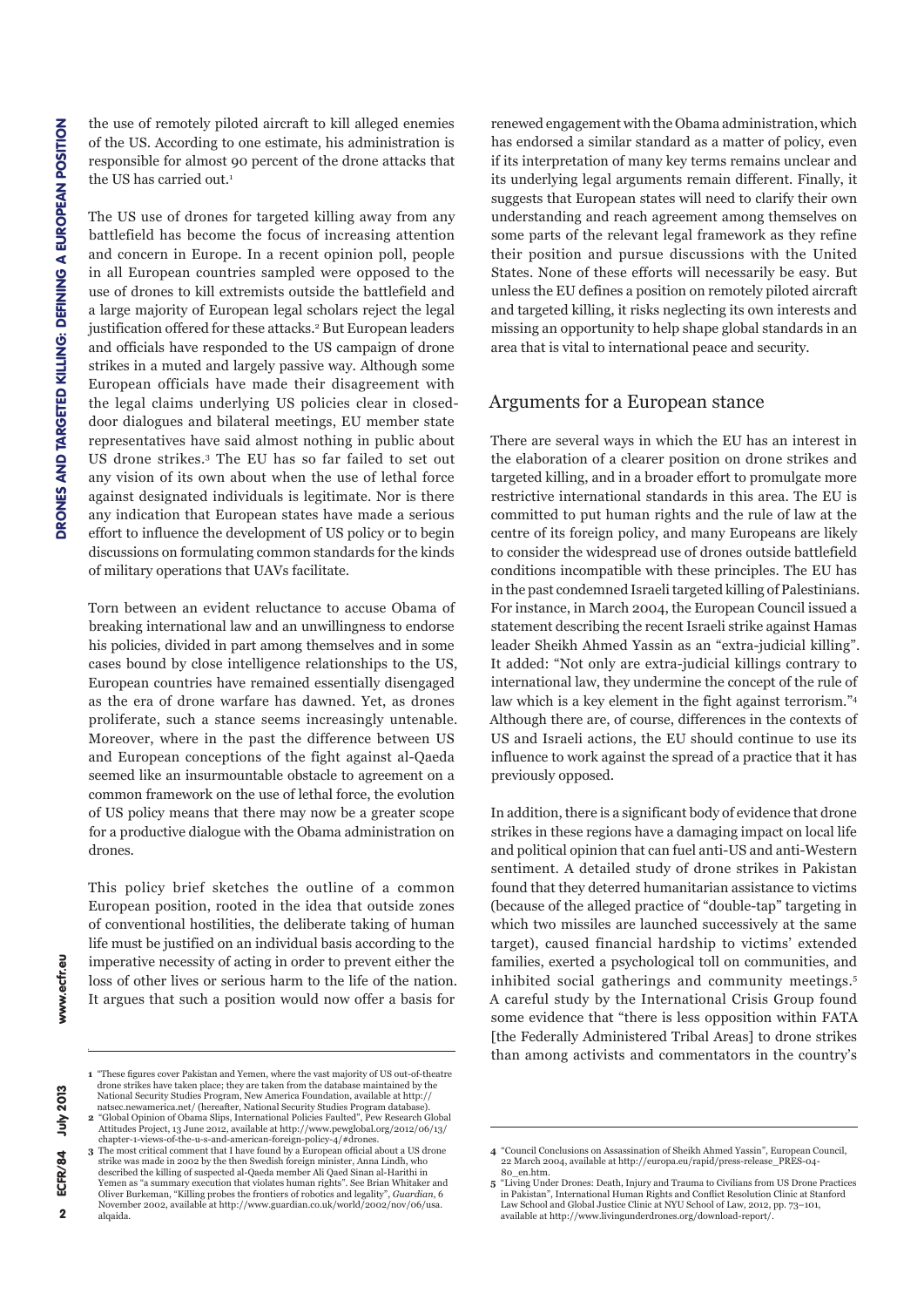the use of remotely piloted aircraft to kill alleged enemies of the US. According to one estimate, his administration is responsible for almost 90 percent of the drone attacks that the US has carried out.[1]

The US use of drones for targeted killing away from any battlefield has become the focus of increasing attention and concern in Europe. In a recent opinion poll, people in all European countries sampled were opposed to the use of drones to kill extremists outside the battlefield and a large majority of European legal scholars reject the legal justification offered for these attacks.[2] But European leaders and officials have responded to the US campaign of drone strikes in a muted and largely passive way. Although some European officials have made their disagreement with the legal claims underlying US policies clear in closed-door dialogues and bilateral meetings, EU member state representatives have said almost nothing in public about US drone strikes.[3] The EU has so far failed to set out any vision of its own about when the use of lethal force against designated individuals is legitimate. Nor is there any indication that European states have made a serious effort to influence the development of US policy or to begin discussions on formulating common standards for the kinds of military operations that UAVs facilitate.

Torn between an evident reluctance to accuse Obama of breaking international law and an unwillingness to endorse his policies, divided in part among themselves and in some cases bound by close intelligence relationships to the US, European countries have remained essentially disengaged as the era of drone warfare has dawned. Yet, as drones proliferate, such a stance seems increasingly untenable. Moreover, where in the past the difference between US and European conceptions of the fight against al-Qaeda seemed like an insurmountable obstacle to agreement on a common framework on the use of lethal force, the evolution of US policy means that there may now be a greater scope for a productive dialogue with the Obama administration on drones.

This policy brief sketches the outline of a common European position, rooted in the idea that outside zones of conventional hostilities, the deliberate taking of human life must be justified on an individual basis according to the imperative necessity of acting in order to prevent either the loss of other lives or serious harm to the life of the nation. It argues that such a position would now offer a basis for renewed engagement with the Obama administration, which has endorsed a similar standard as a matter of policy, even if its interpretation of many key terms remains unclear and its underlying legal arguments remain different. Finally, it suggests that European states will need to clarify their own understanding and reach agreement among themselves on some parts of the relevant legal framework as they refine their position and pursue discussions with the United States. None of these efforts will necessarily be easy. But unless the EU defines a position on remotely piloted aircraft and targeted killing, it risks neglecting its own interests and missing an opportunity to help shape global standards in an area that is vital to international peace and security.

## Arguments for a European stance

There are several ways in which the EU has an interest in the elaboration of a clearer position on drone strikes and targeted killing, and in a broader effort to promulgate more restrictive international standards in this area. The EU is committed to put human rights and the rule of law at the centre of its foreign policy, and many Europeans are likely to consider the widespread use of drones outside battlefield conditions incompatible with these principles. The EU has in the past condemned Israeli targeted killing of Palestinians. For instance, in March 2004, the European Council issued a statement describing the recent Israeli strike against Hamas leader Sheikh Ahmed Yassin as an "extra-judicial killing". It added: "Not only are extra-judicial killings contrary to international law, they undermine the concept of the rule of law which is a key element in the fight against terrorism."[4] Although there are, of course, differences in the contexts of US and Israeli actions, the EU should continue to use its influence to work against the spread of a practice that it has previously opposed.

In addition, there is a significant body of evidence that drone strikes in these regions have a damaging impact on local life and political opinion that can fuel anti-US and anti-Western sentiment. A detailed study of drone strikes in Pakistan found that they deterred humanitarian assistance to victims (because of the alleged practice of "double-tap" targeting in which two missiles are launched successively at the same target), caused financial hardship to victims' extended families, exerted a psychological toll on communities, and inhibited social gatherings and community meetings.[5] A careful study by the International Crisis Group found some evidence that "there is less opposition within FATA [the Federally Administered Tribal Areas] to drone strikes than among activists and commentators in the country's

---

1 "These figures cover Pakistan and Yemen, where the vast majority of US out-of-theatre drone strikes have taken place; they are taken from the database maintained by the National Security Studies Program, New America Foundation, available at http://natsec.newamerica.net/ (hereafter, National Security Studies Program database).

2 "Global Opinion of Obama Slips, International Policies Faulted", Pew Research Global Attitudes Project, 13 June 2012, available at http://www.pewglobal.org/2012/06/13/chapter-1-views-of-the-u-s-and-american-foreign-policy-4/#drones.

3 The most critical comment that I have found by a European official about a US drone strike was made in 2002 by the then Swedish foreign minister, Anna Lindh, who described the killing of suspected al-Qaeda member Ali Qaed Sinan al-Harithi in Yemen as "a summary execution that violates human rights". See Brian Whitaker and Oliver Burkeman, "Killing probes the frontiers of robotics and legality", *Guardian*, 6 November 2002, available at http://www.guardian.co.uk/world/2002/nov/06/usa.alqaida.

4 "Council Conclusions on Assassination of Sheikh Ahmed Yassin", European Council, 22 March 2004, available at http://europa.eu/rapid/press-release_PRES-04-80_en.htm.

5 "Living Under Drones: Death, Injury and Trauma to Civilians from US Drone Practices in Pakistan", International Human Rights and Conflict Resolution Clinic at Stanford Law School and Global Justice Clinic at NYU School of Law, 2012, pp. 73–101, available at http://www.livingunderdrones.org/download-report/.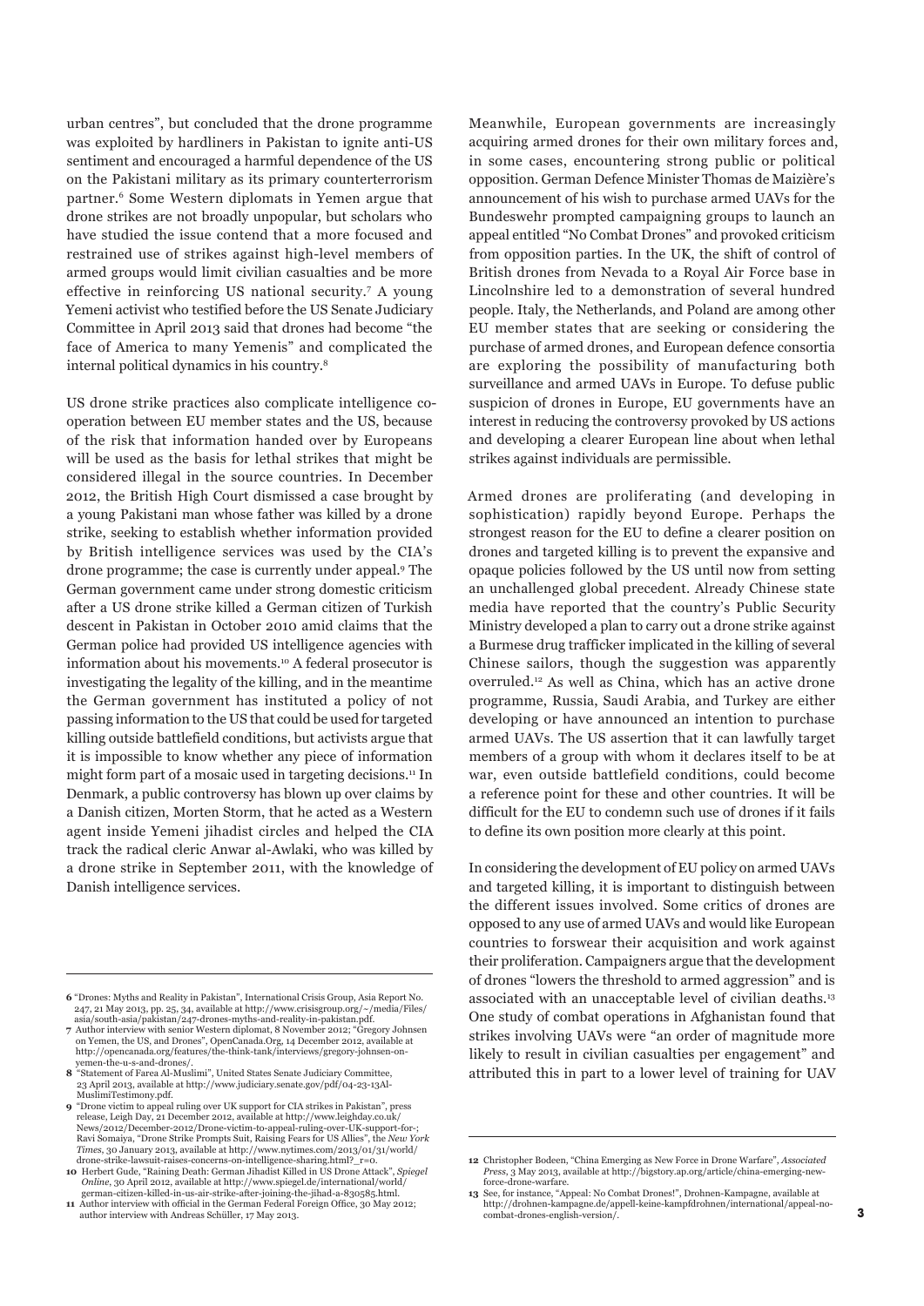urban centres", but concluded that the drone programme was exploited by hardliners in Pakistan to ignite anti-US sentiment and encouraged a harmful dependence of the US on the Pakistani military as its primary counterterrorism partner.[6] Some Western diplomats in Yemen argue that drone strikes are not broadly unpopular, but scholars who have studied the issue contend that a more focused and restrained use of strikes against high-level members of armed groups would limit civilian casualties and be more effective in reinforcing US national security.[7] A young Yemeni activist who testified before the US Senate Judiciary Committee in April 2013 said that drones had become "the face of America to many Yemenis" and complicated the internal political dynamics in his country.[8]

US drone strike practices also complicate intelligence co-operation between EU member states and the US, because of the risk that information handed over by Europeans will be used as the basis for lethal strikes that might be considered illegal in the source countries. In December 2012, the British High Court dismissed a case brought by a young Pakistani man whose father was killed by a drone strike, seeking to establish whether information provided by British intelligence services was used by the CIA's drone programme; the case is currently under appeal.[9] The German government came under strong domestic criticism after a US drone strike killed a German citizen of Turkish descent in Pakistan in October 2010 amid claims that the German police had provided US intelligence agencies with information about his movements.[10] A federal prosecutor is investigating the legality of the killing, and in the meantime the German government has instituted a policy of not passing information to the US that could be used for targeted killing outside battlefield conditions, but activists argue that it is impossible to know whether any piece of information might form part of a mosaic used in targeting decisions.[11] In Denmark, a public controversy has blown up over claims by a Danish citizen, Morten Storm, that he acted as a Western agent inside Yemeni jihadist circles and helped the CIA track the radical cleric Anwar al-Awlaki, who was killed by a drone strike in September 2011, with the knowledge of Danish intelligence services.

Meanwhile, European governments are increasingly acquiring armed drones for their own military forces and, in some cases, encountering strong public or political opposition. German Defence Minister Thomas de Maizière's announcement of his wish to purchase armed UAVs for the Bundeswehr prompted campaigning groups to launch an appeal entitled "No Combat Drones" and provoked criticism from opposition parties. In the UK, the shift of control of British drones from Nevada to a Royal Air Force base in Lincolnshire led to a demonstration of several hundred people. Italy, the Netherlands, and Poland are among other EU member states that are seeking or considering the purchase of armed drones, and European defence consortia are exploring the possibility of manufacturing both surveillance and armed UAVs in Europe. To defuse public suspicion of drones in Europe, EU governments have an interest in reducing the controversy provoked by US actions and developing a clearer European line about when lethal strikes against individuals are permissible.

Armed drones are proliferating (and developing in sophistication) rapidly beyond Europe. Perhaps the strongest reason for the EU to define a clearer position on drones and targeted killing is to prevent the expansive and opaque policies followed by the US until now from setting an unchallenged global precedent. Already Chinese state media have reported that the country's Public Security Ministry developed a plan to carry out a drone strike against a Burmese drug trafficker implicated in the killing of several Chinese sailors, though the suggestion was apparently overruled.[12] As well as China, which has an active drone programme, Russia, Saudi Arabia, and Turkey are either developing or have announced an intention to purchase armed UAVs. The US assertion that it can lawfully target members of a group with whom it declares itself to be at war, even outside battlefield conditions, could become a reference point for these and other countries. It will be difficult for the EU to condemn such use of drones if it fails to define its own position more clearly at this point.

In considering the development of EU policy on armed UAVs and targeted killing, it is important to distinguish between the different issues involved. Some critics of drones are opposed to any use of armed UAVs and would like European countries to forswear their acquisition and work against their proliferation. Campaigners argue that the development of drones "lowers the threshold to armed aggression" and is associated with an unacceptable level of civilian deaths.[13] One study of combat operations in Afghanistan found that strikes involving UAVs were "an order of magnitude more likely to result in civilian casualties per engagement" and attributed this in part to a lower level of training for UAV

---

**6** "Drones: Myths and Reality in Pakistan", International Crisis Group, Asia Report No. 247, 21 May 2013, pp. 25, 34, available at http://www.crisisgroup.org/~/media/Files/asia/south-asia/pakistan/247-drones-myths-and-reality-in-pakistan.pdf.

**7** Author interview with senior Western diplomat, 8 November 2012; "Gregory Johnsen on Yemen, the US, and Drones", OpenCanada.Org, 14 December 2012, available at http://opencanada.org/features/the-think-tank/interviews/gregory-johnsen-on-yemen-the-u-s-and-drones/.

**8** "Statement of Farea Al-Muslimi", United States Senate Judiciary Committee, 23 April 2013, available at http://www.judiciary.senate.gov/pdf/04-23-13Al-MuslimiTestimony.pdf.

**9** "Drone victim to appeal ruling over UK support for CIA strikes in Pakistan", press release, Leigh Day, 21 December 2012, available at http://www.leighday.co.uk/News/2012/December-2012/Drone-victim-to-appeal-ruling-over-UK-support-for-; Ravi Somaiya, "Drone Strike Prompts Suit, Raising Fears for US Allies", the *New York Times*, 30 January 2013, available at http://www.nytimes.com/2013/01/31/world/drone-strike-lawsuit-raises-concerns-on-intelligence-sharing.html?_r=0.

**10** Herbert Gude, "Raining Death: German Jihadist Killed in US Drone Attack", *Spiegel Online*, 30 April 2012, available at http://www.spiegel.de/international/world/german-citizen-killed-in-us-air-strike-after-joining-the-jihad-a-830585.html.

**11** Author interview with official in the German Federal Foreign Office, 30 May 2012; author interview with Andreas Schüller, 17 May 2013.

**12** Christopher Bodeen, "China Emerging as New Force in Drone Warfare", *Associated Press*, 3 May 2013, available at http://bigstory.ap.org/article/china-emerging-new-force-drone-warfare.

**13** See, for instance, "Appeal: No Combat Drones!", Drohnen-Kampagne, available at http://drohnen-kampagne.de/appell-keine-kampfdrohnen/international/appeal-no-combat-drones-english-version/.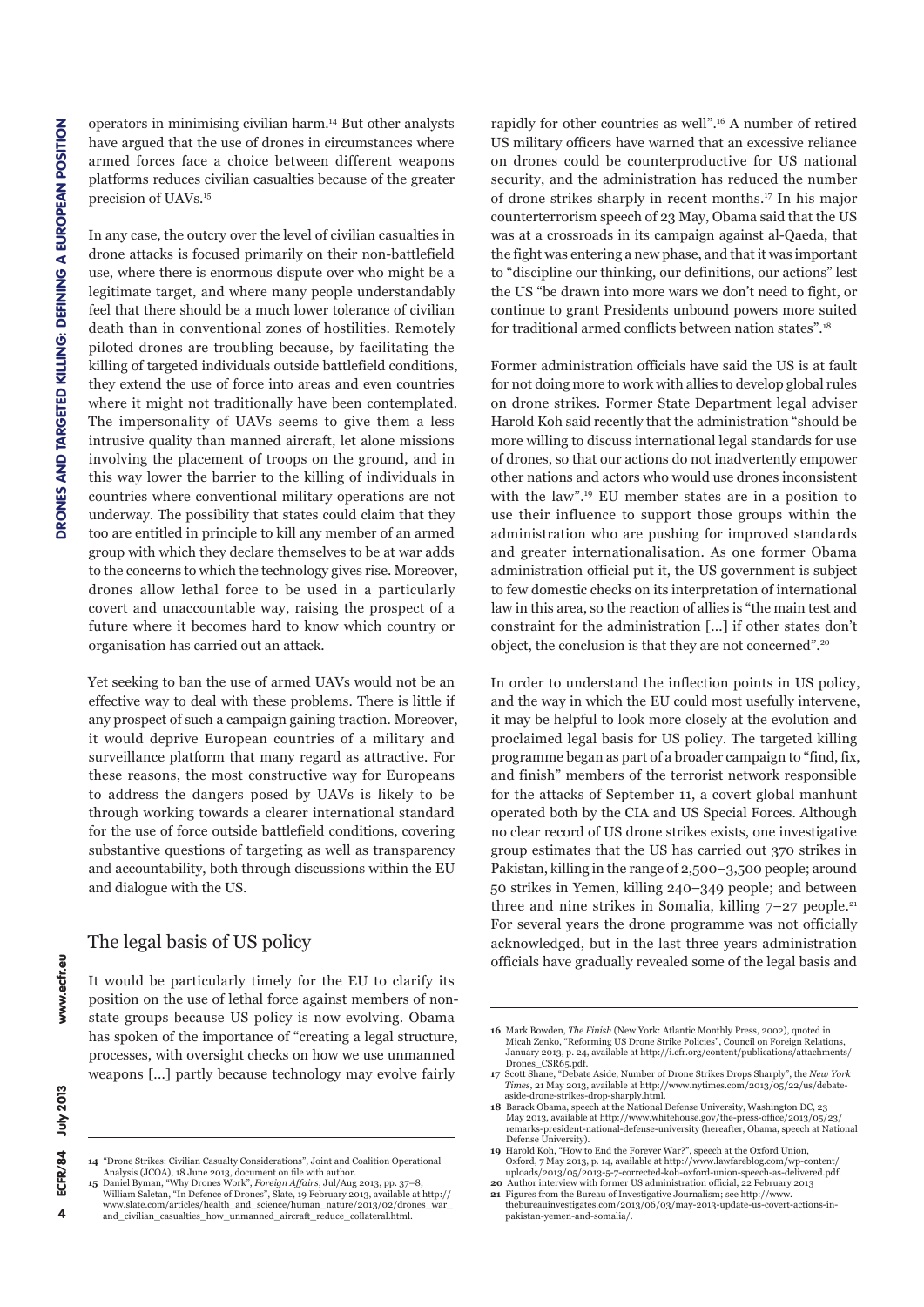operators in minimising civilian harm.[14] But other analysts have argued that the use of drones in circumstances where armed forces face a choice between different weapons platforms reduces civilian casualties because of the greater precision of UAVs.[15]

In any case, the outcry over the level of civilian casualties in drone attacks is focused primarily on their non-battlefield use, where there is enormous dispute over who might be a legitimate target, and where many people understandably feel that there should be a much lower tolerance of civilian death than in conventional zones of hostilities. Remotely piloted drones are troubling because, by facilitating the killing of targeted individuals outside battlefield conditions, they extend the use of force into areas and even countries where it might not traditionally have been contemplated. The impersonality of UAVs seems to give them a less intrusive quality than manned aircraft, let alone missions involving the placement of troops on the ground, and in this way lower the barrier to the killing of individuals in countries where conventional military operations are not underway. The possibility that states could claim that they too are entitled in principle to kill any member of an armed group with which they declare themselves to be at war adds to the concerns to which the technology gives rise. Moreover, drones allow lethal force to be used in a particularly covert and unaccountable way, raising the prospect of a future where it becomes hard to know which country or organisation has carried out an attack.

Yet seeking to ban the use of armed UAVs would not be an effective way to deal with these problems. There is little if any prospect of such a campaign gaining traction. Moreover, it would deprive European countries of a military and surveillance platform that many regard as attractive. For these reasons, the most constructive way for Europeans to address the dangers posed by UAVs is likely to be through working towards a clearer international standard for the use of force outside battlefield conditions, covering substantive questions of targeting as well as transparency and accountability, both through discussions within the EU and dialogue with the US.

## The legal basis of US policy

It would be particularly timely for the EU to clarify its position on the use of lethal force against members of non-state groups because US policy is now evolving. Obama has spoken of the importance of "creating a legal structure, processes, with oversight checks on how we use unmanned weapons […] partly because technology may evolve fairly rapidly for other countries as well".[16] A number of retired US military officers have warned that an excessive reliance on drones could be counterproductive for US national security, and the administration has reduced the number of drone strikes sharply in recent months.[17] In his major counterterrorism speech of 23 May, Obama said that the US was at a crossroads in its campaign against al-Qaeda, that the fight was entering a new phase, and that it was important to "discipline our thinking, our definitions, our actions" lest the US "be drawn into more wars we don't need to fight, or continue to grant Presidents unbound powers more suited for traditional armed conflicts between nation states".[18]

Former administration officials have said the US is at fault for not doing more to work with allies to develop global rules on drone strikes. Former State Department legal adviser Harold Koh said recently that the administration "should be more willing to discuss international legal standards for use of drones, so that our actions do not inadvertently empower other nations and actors who would use drones inconsistent with the law".[19] EU member states are in a position to use their influence to support those groups within the administration who are pushing for improved standards and greater internationalisation. As one former Obama administration official put it, the US government is subject to few domestic checks on its interpretation of international law in this area, so the reaction of allies is "the main test and constraint for the administration […] if other states don't object, the conclusion is that they are not concerned".[20]

In order to understand the inflection points in US policy, and the way in which the EU could most usefully intervene, it may be helpful to look more closely at the evolution and proclaimed legal basis for US policy. The targeted killing programme began as part of a broader campaign to "find, fix, and finish" members of the terrorist network responsible for the attacks of September 11, a covert global manhunt operated both by the CIA and US Special Forces. Although no clear record of US drone strikes exists, one investigative group estimates that the US has carried out 370 strikes in Pakistan, killing in the range of 2,500–3,500 people; around 50 strikes in Yemen, killing 240–349 people; and between three and nine strikes in Somalia, killing 7–27 people.[21] For several years the drone programme was not officially acknowledged, but in the last three years administration officials have gradually revealed some of the legal basis and

---

14 "Drone Strikes: Civilian Casualty Considerations", Joint and Coalition Operational Analysis (JCOA), 18 June 2013, document on file with author.

15 Daniel Byman, "Why Drones Work", *Foreign Affairs*, Jul/Aug 2013, pp. 37–8; William Saletan, "In Defence of Drones", Slate, 19 February 2013, available at http://www.slate.com/articles/health_and_science/human_nature/2013/02/drones_war_and_civilian_casualties_how_unmanned_aircraft_reduce_collateral.html.

16 Mark Bowden, *The Finish* (New York: Atlantic Monthly Press, 2002), quoted in Micah Zenko, "Reforming US Drone Strike Policies", Council on Foreign Relations, January 2013, p. 24, available at http://i.cfr.org/content/publications/attachments/Drones_CSR65.pdf.

17 Scott Shane, "Debate Aside, Number of Drone Strikes Drops Sharply", the *New York Times*, 21 May 2013, available at http://www.nytimes.com/2013/05/22/us/debate-aside-drone-strikes-drop-sharply.html.

18 Barack Obama, speech at the National Defense University, Washington DC, 23 May 2013, available at http://www.whitehouse.gov/the-press-office/2013/05/23/remarks-president-national-defense-university (hereafter, Obama, speech at National Defense University).

19 Harold Koh, "How to End the Forever War?", speech at the Oxford Union, Oxford, 7 May 2013, p. 14, available at http://www.lawfareblog.com/wp-content/uploads/2013/05/2013-5-7-corrected-koh-oxford-union-speech-as-delivered.pdf.

20 Author interview with former US administration official, 22 February 2013

21 Figures from the Bureau of Investigative Journalism; see http://www.thebureauinvestigates.com/2013/06/03/may-2013-update-us-covert-actions-in-pakistan-yemen-and-somalia/.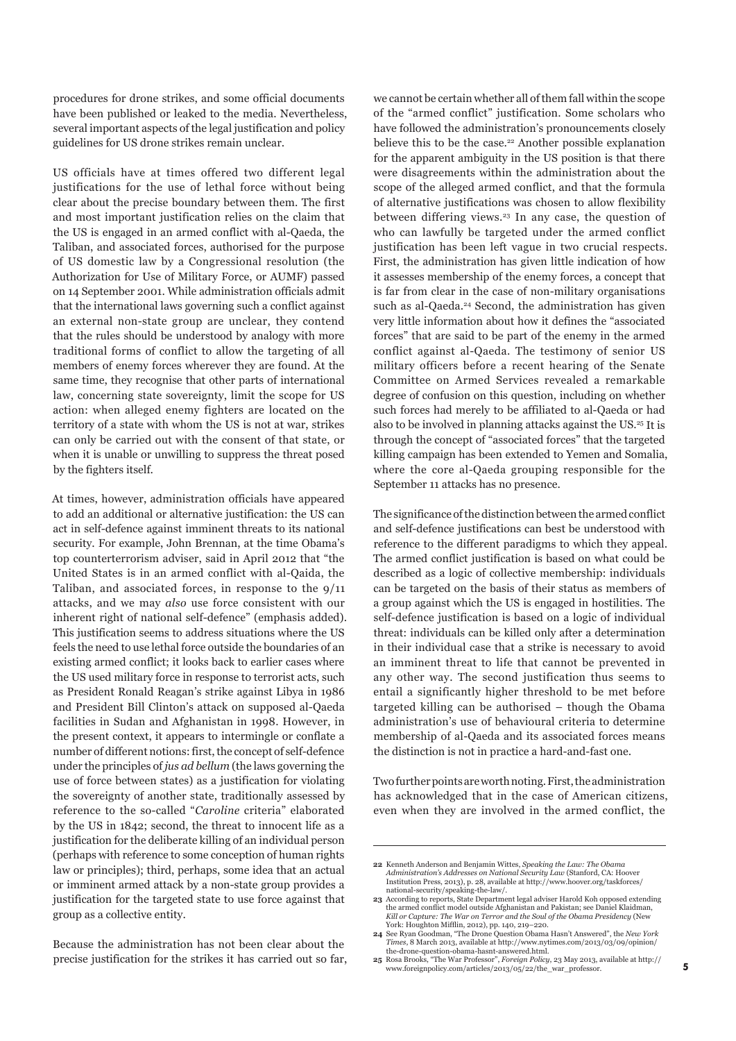procedures for drone strikes, and some official documents have been published or leaked to the media. Nevertheless, several important aspects of the legal justification and policy guidelines for US drone strikes remain unclear.

US officials have at times offered two different legal justifications for the use of lethal force without being clear about the precise boundary between them. The first and most important justification relies on the claim that the US is engaged in an armed conflict with al-Qaeda, the Taliban, and associated forces, authorised for the purpose of US domestic law by a Congressional resolution (the Authorization for Use of Military Force, or AUMF) passed on 14 September 2001. While administration officials admit that the international laws governing such a conflict against an external non-state group are unclear, they contend that the rules should be understood by analogy with more traditional forms of conflict to allow the targeting of all members of enemy forces wherever they are found. At the same time, they recognise that other parts of international law, concerning state sovereignty, limit the scope for US action: when alleged enemy fighters are located on the territory of a state with whom the US is not at war, strikes can only be carried out with the consent of that state, or when it is unable or unwilling to suppress the threat posed by the fighters itself.

At times, however, administration officials have appeared to add an additional or alternative justification: the US can act in self-defence against imminent threats to its national security. For example, John Brennan, at the time Obama's top counterterrorism adviser, said in April 2012 that "the United States is in an armed conflict with al-Qaida, the Taliban, and associated forces, in response to the 9/11 attacks, and we may *also* use force consistent with our inherent right of national self-defence" (emphasis added). This justification seems to address situations where the US feels the need to use lethal force outside the boundaries of an existing armed conflict; it looks back to earlier cases where the US used military force in response to terrorist acts, such as President Ronald Reagan's strike against Libya in 1986 and President Bill Clinton's attack on supposed al-Qaeda facilities in Sudan and Afghanistan in 1998. However, in the present context, it appears to intermingle or conflate a number of different notions: first, the concept of self-defence under the principles of *jus ad bellum* (the laws governing the use of force between states) as a justification for violating the sovereignty of another state, traditionally assessed by reference to the so-called "*Caroline* criteria" elaborated by the US in 1842; second, the threat to innocent life as a justification for the deliberate killing of an individual person (perhaps with reference to some conception of human rights law or principles); third, perhaps, some idea that an actual or imminent armed attack by a non-state group provides a justification for the targeted state to use force against that group as a collective entity.

Because the administration has not been clear about the precise justification for the strikes it has carried out so far, we cannot be certain whether all of them fall within the scope of the "armed conflict" justification. Some scholars who have followed the administration's pronouncements closely believe this to be the case.[22] Another possible explanation for the apparent ambiguity in the US position is that there were disagreements within the administration about the scope of the alleged armed conflict, and that the formula of alternative justifications was chosen to allow flexibility between differing views.[23] In any case, the question of who can lawfully be targeted under the armed conflict justification has been left vague in two crucial respects. First, the administration has given little indication of how it assesses membership of the enemy forces, a concept that is far from clear in the case of non-military organisations such as al-Qaeda.[24] Second, the administration has given very little information about how it defines the "associated forces" that are said to be part of the enemy in the armed conflict against al-Qaeda. The testimony of senior US military officers before a recent hearing of the Senate Committee on Armed Services revealed a remarkable degree of confusion on this question, including on whether such forces had merely to be affiliated to al-Qaeda or had also to be involved in planning attacks against the US.[25] It is through the concept of "associated forces" that the targeted killing campaign has been extended to Yemen and Somalia, where the core al-Qaeda grouping responsible for the September 11 attacks has no presence.

The significance of the distinction between the armed conflict and self-defence justifications can best be understood with reference to the different paradigms to which they appeal. The armed conflict justification is based on what could be described as a logic of collective membership: individuals can be targeted on the basis of their status as members of a group against which the US is engaged in hostilities. The self-defence justification is based on a logic of individual threat: individuals can be killed only after a determination in their individual case that a strike is necessary to avoid an imminent threat to life that cannot be prevented in any other way. The second justification thus seems to entail a significantly higher threshold to be met before targeted killing can be authorised – though the Obama administration's use of behavioural criteria to determine membership of al-Qaeda and its associated forces means the distinction is not in practice a hard-and-fast one.

Two further points are worth noting. First, the administration has acknowledged that in the case of American citizens, even when they are involved in the armed conflict, the

---

22 Kenneth Anderson and Benjamin Wittes, *Speaking the Law: The Obama Administration's Addresses on National Security Law* (Stanford, CA: Hoover Institution Press, 2013), p. 28, available at http://www.hoover.org/taskforces/national-security/speaking-the-law/.

23 According to reports, State Department legal adviser Harold Koh opposed extending the armed conflict model outside Afghanistan and Pakistan; see Daniel Klaidman, *Kill or Capture: The War on Terror and the Soul of the Obama Presidency* (New York: Houghton Mifflin, 2012), pp. 140, 219–220.

24 See Ryan Goodman, "The Drone Question Obama Hasn't Answered", the *New York Times*, 8 March 2013, available at http://www.nytimes.com/2013/03/09/opinion/the-drone-question-obama-hasnt-answered.html.

25 Rosa Brooks, "The War Professor", *Foreign Policy*, 23 May 2013, available at http://www.foreignpolicy.com/articles/2013/05/22/the_war_professor.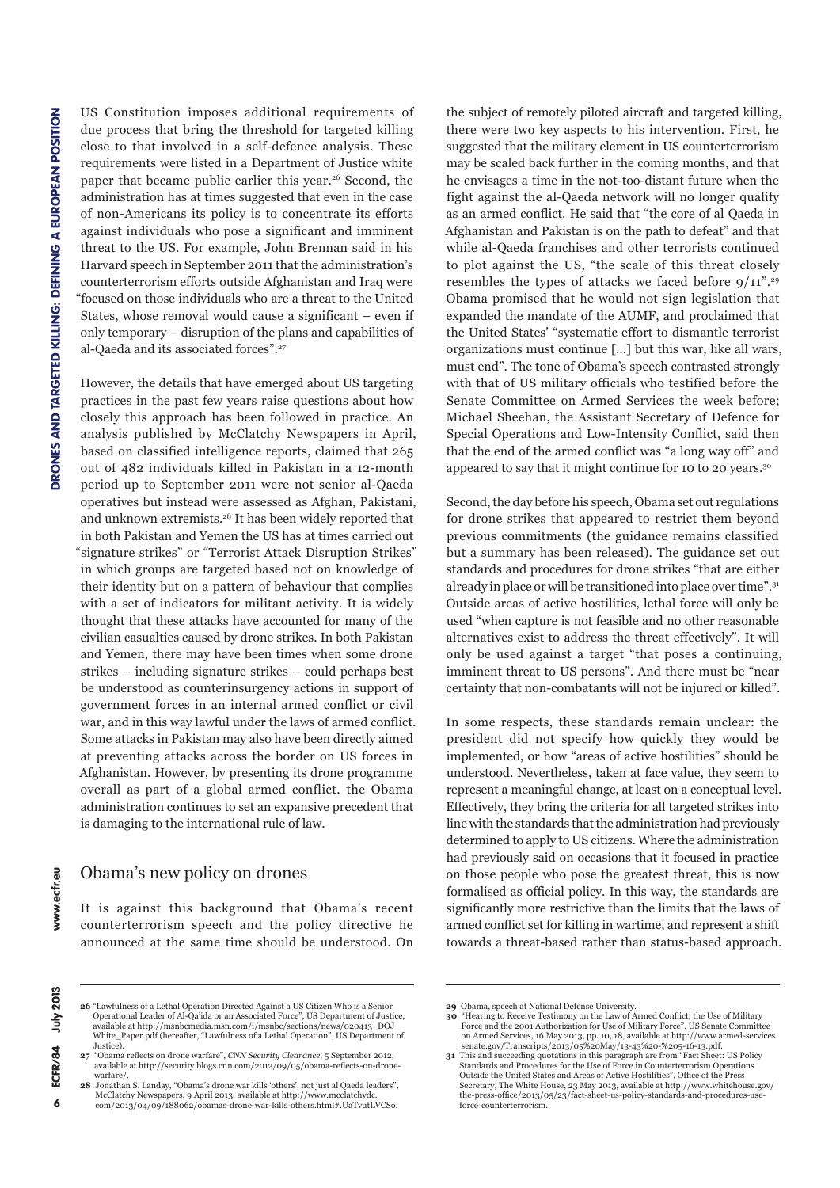US Constitution imposes additional requirements of due process that bring the threshold for targeted killing close to that involved in a self-defence analysis. These requirements were listed in a Department of Justice white paper that became public earlier this year.[26] Second, the administration has at times suggested that even in the case of non-Americans its policy is to concentrate its efforts against individuals who pose a significant and imminent threat to the US. For example, John Brennan said in his Harvard speech in September 2011 that the administration's counterterrorism efforts outside Afghanistan and Iraq were "focused on those individuals who are a threat to the United States, whose removal would cause a significant – even if only temporary – disruption of the plans and capabilities of al-Qaeda and its associated forces".[27]

However, the details that have emerged about US targeting practices in the past few years raise questions about how closely this approach has been followed in practice. An analysis published by McClatchy Newspapers in April, based on classified intelligence reports, claimed that 265 out of 482 individuals killed in Pakistan in a 12-month period up to September 2011 were not senior al-Qaeda operatives but instead were assessed as Afghan, Pakistani, and unknown extremists.[28] It has been widely reported that in both Pakistan and Yemen the US has at times carried out "signature strikes" or "Terrorist Attack Disruption Strikes" in which groups are targeted based not on knowledge of their identity but on a pattern of behaviour that complies with a set of indicators for militant activity. It is widely thought that these attacks have accounted for many of the civilian casualties caused by drone strikes. In both Pakistan and Yemen, there may have been times when some drone strikes – including signature strikes – could perhaps best be understood as counterinsurgency actions in support of government forces in an internal armed conflict or civil war, and in this way lawful under the laws of armed conflict. Some attacks in Pakistan may also have been directly aimed at preventing attacks across the border on US forces in Afghanistan. However, by presenting its drone programme overall as part of a global armed conflict. the Obama administration continues to set an expansive precedent that is damaging to the international rule of law.

## Obama's new policy on drones

It is against this background that Obama's recent counterterrorism speech and the policy directive he announced at the same time should be understood. On the subject of remotely piloted aircraft and targeted killing, there were two key aspects to his intervention. First, he suggested that the military element in US counterterrorism may be scaled back further in the coming months, and that he envisages a time in the not-too-distant future when the fight against the al-Qaeda network will no longer qualify as an armed conflict. He said that "the core of al Qaeda in Afghanistan and Pakistan is on the path to defeat" and that while al-Qaeda franchises and other terrorists continued to plot against the US, "the scale of this threat closely resembles the types of attacks we faced before 9/11".[29] Obama promised that he would not sign legislation that expanded the mandate of the AUMF, and proclaimed that the United States' "systematic effort to dismantle terrorist organizations must continue […] but this war, like all wars, must end". The tone of Obama's speech contrasted strongly with that of US military officials who testified before the Senate Committee on Armed Services the week before; Michael Sheehan, the Assistant Secretary of Defence for Special Operations and Low-Intensity Conflict, said then that the end of the armed conflict was "a long way off" and appeared to say that it might continue for 10 to 20 years.[30]

Second, the day before his speech, Obama set out regulations for drone strikes that appeared to restrict them beyond previous commitments (the guidance remains classified but a summary has been released). The guidance set out standards and procedures for drone strikes "that are either already in place or will be transitioned into place over time".[31] Outside areas of active hostilities, lethal force will only be used "when capture is not feasible and no other reasonable alternatives exist to address the threat effectively". It will only be used against a target "that poses a continuing, imminent threat to US persons". And there must be "near certainty that non-combatants will not be injured or killed".

In some respects, these standards remain unclear: the president did not specify how quickly they would be implemented, or how "areas of active hostilities" should be understood. Nevertheless, taken at face value, they seem to represent a meaningful change, at least on a conceptual level. Effectively, they bring the criteria for all targeted strikes into line with the standards that the administration had previously determined to apply to US citizens. Where the administration had previously said on occasions that it focused in practice on those people who pose the greatest threat, this is now formalised as official policy. In this way, the standards are significantly more restrictive than the limits that the laws of armed conflict set for killing in wartime, and represent a shift towards a threat-based rather than status-based approach.

---

26 "Lawfulness of a Lethal Operation Directed Against a US Citizen Who is a Senior Operational Leader of Al-Qa'ida or an Associated Force", US Department of Justice, available at http://msnbcmedia.msn.com/i/msnbc/sections/news/020413_DOJ_White_Paper.pdf (hereafter, "Lawfulness of a Lethal Operation", US Department of Justice).

27 "Obama reflects on drone warfare", *CNN Security Clearance*, 5 September 2012, available at http://security.blogs.cnn.com/2012/09/05/obama-reflects-on-drone-warfare/.

28 Jonathan S. Landay, "Obama's drone war kills 'others', not just al Qaeda leaders", McClatchy Newspapers, 9 April 2013, available at http://www.mcclatchydc.com/2013/04/09/188062/obamas-drone-war-kills-others.html#.UaTvutLVCSo.

29 Obama, speech at National Defense University.

30 "Hearing to Receive Testimony on the Law of Armed Conflict, the Use of Military Force and the 2001 Authorization for Use of Military Force", US Senate Committee on Armed Services, 16 May 2013, pp. 10, 18, available at http://www.armed-services.senate.gov/Transcripts/2013/05%20May/13-43%20-%205-16-13.pdf.

31 This and succeeding quotations in this paragraph are from "Fact Sheet: US Policy Standards and Procedures for the Use of Force in Counterterrorism Operations Outside the United States and Areas of Active Hostilities", Office of the Press Secretary, The White House, 23 May 2013, available at http://www.whitehouse.gov/the-press-office/2013/05/23/fact-sheet-us-policy-standards-and-procedures-use-force-counterterrorism.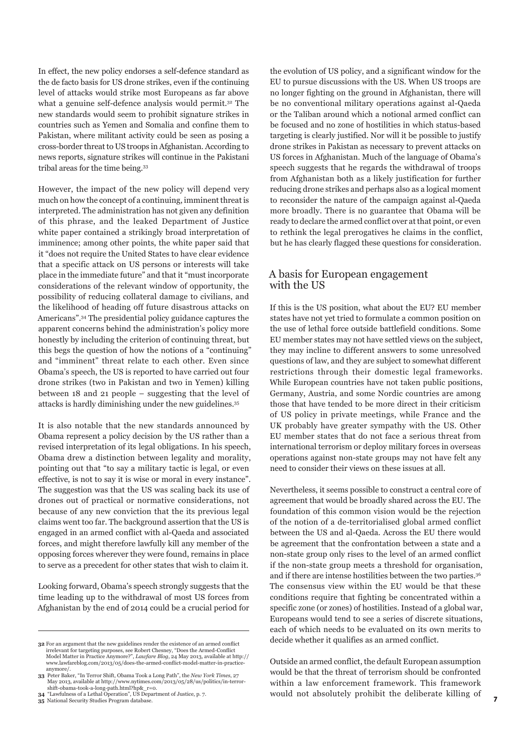In effect, the new policy endorses a self-defence standard as the de facto basis for US drone strikes, even if the continuing level of attacks would strike most Europeans as far above what a genuine self-defence analysis would permit.[32] The new standards would seem to prohibit signature strikes in countries such as Yemen and Somalia and confine them to Pakistan, where militant activity could be seen as posing a cross-border threat to US troops in Afghanistan. According to news reports, signature strikes will continue in the Pakistani tribal areas for the time being.[33]

However, the impact of the new policy will depend very much on how the concept of a continuing, imminent threat is interpreted. The administration has not given any definition of this phrase, and the leaked Department of Justice white paper contained a strikingly broad interpretation of imminence; among other points, the white paper said that it "does not require the United States to have clear evidence that a specific attack on US persons or interests will take place in the immediate future" and that it "must incorporate considerations of the relevant window of opportunity, the possibility of reducing collateral damage to civilians, and the likelihood of heading off future disastrous attacks on Americans".[34] The presidential policy guidance captures the apparent concerns behind the administration's policy more honestly by including the criterion of continuing threat, but this begs the question of how the notions of a "continuing" and "imminent" threat relate to each other. Even since Obama's speech, the US is reported to have carried out four drone strikes (two in Pakistan and two in Yemen) killing between 18 and 21 people – suggesting that the level of attacks is hardly diminishing under the new guidelines.[35]

It is also notable that the new standards announced by Obama represent a policy decision by the US rather than a revised interpretation of its legal obligations. In his speech, Obama drew a distinction between legality and morality, pointing out that "to say a military tactic is legal, or even effective, is not to say it is wise or moral in every instance". The suggestion was that the US was scaling back its use of drones out of practical or normative considerations, not because of any new conviction that the its previous legal claims went too far. The background assertion that the US is engaged in an armed conflict with al-Qaeda and associated forces, and might therefore lawfully kill any member of the opposing forces wherever they were found, remains in place to serve as a precedent for other states that wish to claim it.

Looking forward, Obama's speech strongly suggests that the time leading up to the withdrawal of most US forces from Afghanistan by the end of 2014 could be a crucial period for the evolution of US policy, and a significant window for the EU to pursue discussions with the US. When US troops are no longer fighting on the ground in Afghanistan, there will be no conventional military operations against al-Qaeda or the Taliban around which a notional armed conflict can be focused and no zone of hostilities in which status-based targeting is clearly justified. Nor will it be possible to justify drone strikes in Pakistan as necessary to prevent attacks on US forces in Afghanistan. Much of the language of Obama's speech suggests that he regards the withdrawal of troops from Afghanistan both as a likely justification for further reducing drone strikes and perhaps also as a logical moment to reconsider the nature of the campaign against al-Qaeda more broadly. There is no guarantee that Obama will be ready to declare the armed conflict over at that point, or even to rethink the legal prerogatives he claims in the conflict, but he has clearly flagged these questions for consideration.

## A basis for European engagement with the US

If this is the US position, what about the EU? EU member states have not yet tried to formulate a common position on the use of lethal force outside battlefield conditions. Some EU member states may not have settled views on the subject, they may incline to different answers to some unresolved questions of law, and they are subject to somewhat different restrictions through their domestic legal frameworks. While European countries have not taken public positions, Germany, Austria, and some Nordic countries are among those that have tended to be more direct in their criticism of US policy in private meetings, while France and the UK probably have greater sympathy with the US. Other EU member states that do not face a serious threat from international terrorism or deploy military forces in overseas operations against non-state groups may not have felt any need to consider their views on these issues at all.

Nevertheless, it seems possible to construct a central core of agreement that would be broadly shared across the EU. The foundation of this common vision would be the rejection of the notion of a de-territorialised global armed conflict between the US and al-Qaeda. Across the EU there would be agreement that the confrontation between a state and a non-state group only rises to the level of an armed conflict if the non-state group meets a threshold for organisation, and if there are intense hostilities between the two parties.[36] The consensus view within the EU would be that these conditions require that fighting be concentrated within a specific zone (or zones) of hostilities. Instead of a global war, Europeans would tend to see a series of discrete situations, each of which needs to be evaluated on its own merits to decide whether it qualifies as an armed conflict.

Outside an armed conflict, the default European assumption would be that the threat of terrorism should be confronted within a law enforcement framework. This framework would not absolutely prohibit the deliberate killing of

---

**32** For an argument that the new guidelines render the existence of an armed conflict irrelevant for targeting purposes, see Robert Chesney, "Does the Armed-Conflict Model Matter in Practice Anymore?", *Lawfare Blog*, 24 May 2013, available at http://www.lawfareblog.com/2013/05/does-the-armed-conflict-model-matter-in-practice-anymore/.

**33** Peter Baker, "In Terror Shift, Obama Took a Long Path", the *New York Times*, 27 May 2013, available at http://www.nytimes.com/2013/05/28/us/politics/in-terror-shift-obama-took-a-long-path.html?hp&_r=0.

**34** "Lawfulness of a Lethal Operation", US Department of Justice, p. 7.

**35** National Security Studies Program database.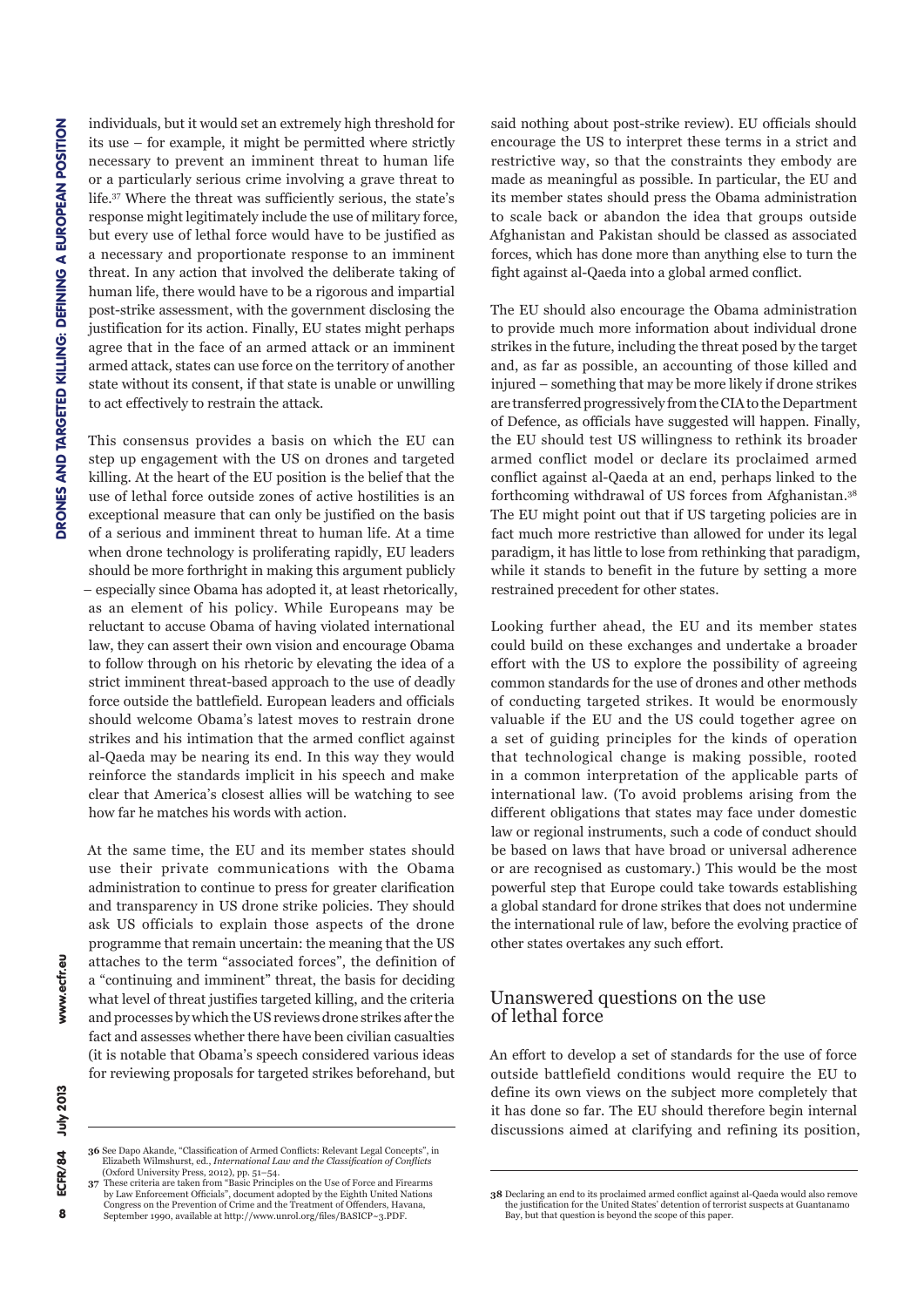individuals, but it would set an extremely high threshold for its use – for example, it might be permitted where strictly necessary to prevent an imminent threat to human life or a particularly serious crime involving a grave threat to life.[37] Where the threat was sufficiently serious, the state's response might legitimately include the use of military force, but every use of lethal force would have to be justified as a necessary and proportionate response to an imminent threat. In any action that involved the deliberate taking of human life, there would have to be a rigorous and impartial post-strike assessment, with the government disclosing the justification for its action. Finally, EU states might perhaps agree that in the face of an armed attack or an imminent armed attack, states can use force on the territory of another state without its consent, if that state is unable or unwilling to act effectively to restrain the attack.

This consensus provides a basis on which the EU can step up engagement with the US on drones and targeted killing. At the heart of the EU position is the belief that the use of lethal force outside zones of active hostilities is an exceptional measure that can only be justified on the basis of a serious and imminent threat to human life. At a time when drone technology is proliferating rapidly, EU leaders should be more forthright in making this argument publicly – especially since Obama has adopted it, at least rhetorically, as an element of his policy. While Europeans may be reluctant to accuse Obama of having violated international law, they can assert their own vision and encourage Obama to follow through on his rhetoric by elevating the idea of a strict imminent threat-based approach to the use of deadly force outside the battlefield. European leaders and officials should welcome Obama's latest moves to restrain drone strikes and his intimation that the armed conflict against al-Qaeda may be nearing its end. In this way they would reinforce the standards implicit in his speech and make clear that America's closest allies will be watching to see how far he matches his words with action.

At the same time, the EU and its member states should use their private communications with the Obama administration to continue to press for greater clarification and transparency in US drone strike policies. They should ask US officials to explain those aspects of the drone programme that remain uncertain: the meaning that the US attaches to the term "associated forces", the definition of a "continuing and imminent" threat, the basis for deciding what level of threat justifies targeted killing, and the criteria and processes by which the US reviews drone strikes after the fact and assesses whether there have been civilian casualties (it is notable that Obama's speech considered various ideas for reviewing proposals for targeted strikes beforehand, but said nothing about post-strike review). EU officials should encourage the US to interpret these terms in a strict and restrictive way, so that the constraints they embody are made as meaningful as possible. In particular, the EU and its member states should press the Obama administration to scale back or abandon the idea that groups outside Afghanistan and Pakistan should be classed as associated forces, which has done more than anything else to turn the fight against al-Qaeda into a global armed conflict.

The EU should also encourage the Obama administration to provide much more information about individual drone strikes in the future, including the threat posed by the target and, as far as possible, an accounting of those killed and injured – something that may be more likely if drone strikes are transferred progressively from the CIA to the Department of Defence, as officials have suggested will happen. Finally, the EU should test US willingness to rethink its broader armed conflict model or declare its proclaimed armed conflict against al-Qaeda at an end, perhaps linked to the forthcoming withdrawal of US forces from Afghanistan.[38] The EU might point out that if US targeting policies are in fact much more restrictive than allowed for under its legal paradigm, it has little to lose from rethinking that paradigm, while it stands to benefit in the future by setting a more restrained precedent for other states.

Looking further ahead, the EU and its member states could build on these exchanges and undertake a broader effort with the US to explore the possibility of agreeing common standards for the use of drones and other methods of conducting targeted strikes. It would be enormously valuable if the EU and the US could together agree on a set of guiding principles for the kinds of operation that technological change is making possible, rooted in a common interpretation of the applicable parts of international law. (To avoid problems arising from the different obligations that states may face under domestic law or regional instruments, such a code of conduct should be based on laws that have broad or universal adherence or are recognised as customary.) This would be the most powerful step that Europe could take towards establishing a global standard for drone strikes that does not undermine the international rule of law, before the evolving practice of other states overtakes any such effort.

## Unanswered questions on the use of lethal force

An effort to develop a set of standards for the use of force outside battlefield conditions would require the EU to define its own views on the subject more completely that it has done so far. The EU should therefore begin internal discussions aimed at clarifying and refining its position,

---

[36] See Dapo Akande, "Classification of Armed Conflicts: Relevant Legal Concepts", in Elizabeth Wilmshurst, ed., *International Law and the Classification of Conflicts* (Oxford University Press, 2012), pp. 51–54.

[37] These criteria are taken from "Basic Principles on the Use of Force and Firearms by Law Enforcement Officials", document adopted by the Eighth United Nations Congress on the Prevention of Crime and the Treatment of Offenders, Havana, September 1990, available at http://www.unrol.org/files/BASICP~3.PDF.

[38] Declaring an end to its proclaimed armed conflict against al-Qaeda would also remove the justification for the United States' detention of terrorist suspects at Guantanamo Bay, but that question is beyond the scope of this paper.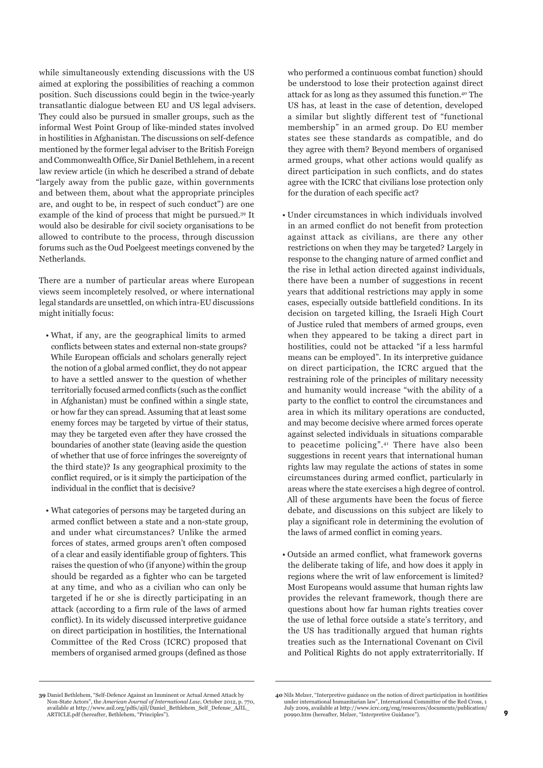while simultaneously extending discussions with the US aimed at exploring the possibilities of reaching a common position. Such discussions could begin in the twice-yearly transatlantic dialogue between EU and US legal advisers. They could also be pursued in smaller groups, such as the informal West Point Group of like-minded states involved in hostilities in Afghanistan. The discussions on self-defence mentioned by the former legal adviser to the British Foreign and Commonwealth Office, Sir Daniel Bethlehem, in a recent law review article (in which he described a strand of debate "largely away from the public gaze, within governments and between them, about what the appropriate principles are, and ought to be, in respect of such conduct") are one example of the kind of process that might be pursued.[39] It would also be desirable for civil society organisations to be allowed to contribute to the process, through discussion forums such as the Oud Poelgeest meetings convened by the Netherlands.

There are a number of particular areas where European views seem incompletely resolved, or where international legal standards are unsettled, on which intra-EU discussions might initially focus:

- What, if any, are the geographical limits to armed conflicts between states and external non-state groups? While European officials and scholars generally reject the notion of a global armed conflict, they do not appear to have a settled answer to the question of whether territorially focused armed conflicts (such as the conflict in Afghanistan) must be confined within a single state, or how far they can spread. Assuming that at least some enemy forces may be targeted by virtue of their status, may they be targeted even after they have crossed the boundaries of another state (leaving aside the question of whether that use of force infringes the sovereignty of the third state)? Is any geographical proximity to the conflict required, or is it simply the participation of the individual in the conflict that is decisive?

- What categories of persons may be targeted during an armed conflict between a state and a non-state group, and under what circumstances? Unlike the armed forces of states, armed groups aren't often composed of a clear and easily identifiable group of fighters. This raises the question of who (if anyone) within the group should be regarded as a fighter who can be targeted at any time, and who as a civilian who can only be targeted if he or she is directly participating in an attack (according to a firm rule of the laws of armed conflict). In its widely discussed interpretive guidance on direct participation in hostilities, the International Committee of the Red Cross (ICRC) proposed that members of organised armed groups (defined as those who performed a continuous combat function) should be understood to lose their protection against direct attack for as long as they assumed this function.[40] The US has, at least in the case of detention, developed a similar but slightly different test of "functional membership" in an armed group. Do EU member states see these standards as compatible, and do they agree with them? Beyond members of organised armed groups, what other actions would qualify as direct participation in such conflicts, and do states agree with the ICRC that civilians lose protection only for the duration of each specific act?

- Under circumstances in which individuals involved in an armed conflict do not benefit from protection against attack as civilians, are there any other restrictions on when they may be targeted? Largely in response to the changing nature of armed conflict and the rise in lethal action directed against individuals, there have been a number of suggestions in recent years that additional restrictions may apply in some cases, especially outside battlefield conditions. In its decision on targeted killing, the Israeli High Court of Justice ruled that members of armed groups, even when they appeared to be taking a direct part in hostilities, could not be attacked "if a less harmful means can be employed". In its interpretive guidance on direct participation, the ICRC argued that the restraining role of the principles of military necessity and humanity would increase "with the ability of a party to the conflict to control the circumstances and area in which its military operations are conducted, and may become decisive where armed forces operate against selected individuals in situations comparable to peacetime policing".[41] There have also been suggestions in recent years that international human rights law may regulate the actions of states in some circumstances during armed conflict, particularly in areas where the state exercises a high degree of control. All of these arguments have been the focus of fierce debate, and discussions on this subject are likely to play a significant role in determining the evolution of the laws of armed conflict in coming years.

- Outside an armed conflict, what framework governs the deliberate taking of life, and how does it apply in regions where the writ of law enforcement is limited? Most Europeans would assume that human rights law provides the relevant framework, though there are questions about how far human rights treaties cover the use of lethal force outside a state's territory, and the US has traditionally argued that human rights treaties such as the International Covenant on Civil and Political Rights do not apply extraterritorially. If

---

**39** Daniel Bethlehem, "Self-Defence Against an Imminent or Actual Armed Attack by Non-State Actors", the *American Journal of International Law*, October 2012, p. 770, available at http://www.asil.org/pdfs/ajil/Daniel_Bethlehem_Self_Defense_AJIL_ARTICLE.pdf (hereafter, Bethlehem, "Principles").

**40** Nils Melzer, "Interpretive guidance on the notion of direct participation in hostilities under international humanitarian law", International Committee of the Red Cross, 1 July 2009, available at http://www.icrc.org/eng/resources/documents/publication/p0990.htm (hereafter, Melzer, "Interpretive Guidance").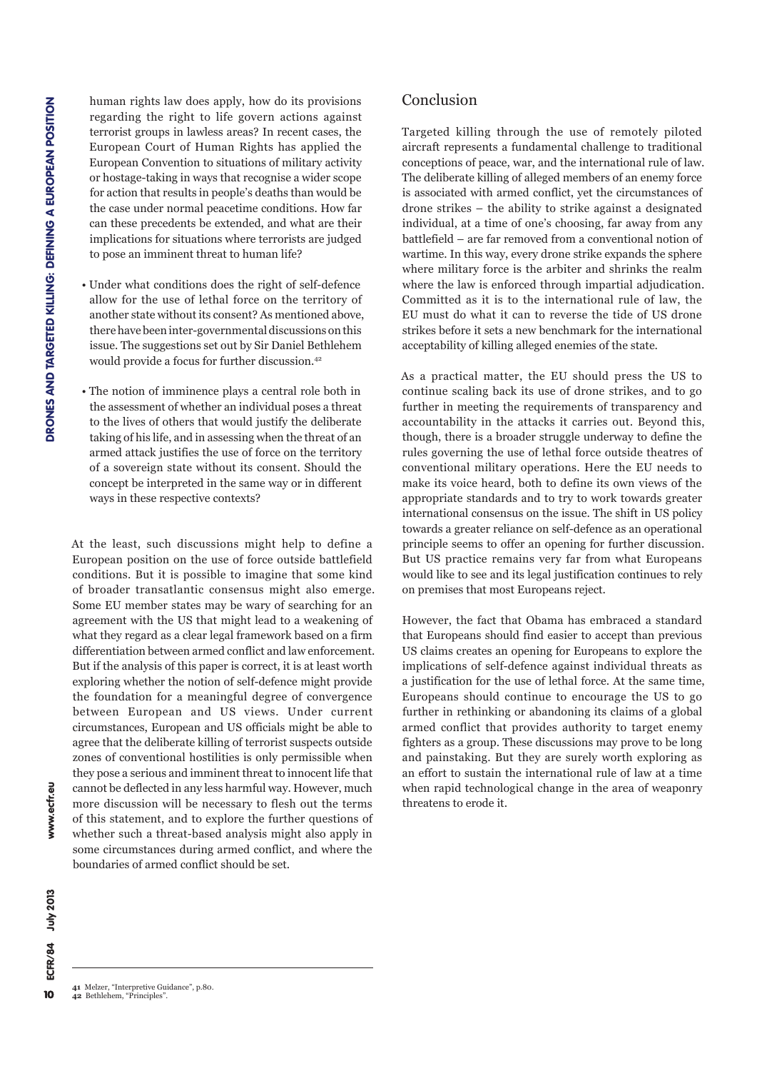human rights law does apply, how do its provisions regarding the right to life govern actions against terrorist groups in lawless areas? In recent cases, the European Court of Human Rights has applied the European Convention to situations of military activity or hostage-taking in ways that recognise a wider scope for action that results in people's deaths than would be the case under normal peacetime conditions. How far can these precedents be extended, and what are their implications for situations where terrorists are judged to pose an imminent threat to human life?

- Under what conditions does the right of self-defence allow for the use of lethal force on the territory of another state without its consent? As mentioned above, there have been inter-governmental discussions on this issue. The suggestions set out by Sir Daniel Bethlehem would provide a focus for further discussion.[42]

- The notion of imminence plays a central role both in the assessment of whether an individual poses a threat to the lives of others that would justify the deliberate taking of his life, and in assessing when the threat of an armed attack justifies the use of force on the territory of a sovereign state without its consent. Should the concept be interpreted in the same way or in different ways in these respective contexts?

At the least, such discussions might help to define a European position on the use of force outside battlefield conditions. But it is possible to imagine that some kind of broader transatlantic consensus might also emerge. Some EU member states may be wary of searching for an agreement with the US that might lead to a weakening of what they regard as a clear legal framework based on a firm differentiation between armed conflict and law enforcement. But if the analysis of this paper is correct, it is at least worth exploring whether the notion of self-defence might provide the foundation for a meaningful degree of convergence between European and US views. Under current circumstances, European and US officials might be able to agree that the deliberate killing of terrorist suspects outside zones of conventional hostilities is only permissible when they pose a serious and imminent threat to innocent life that cannot be deflected in any less harmful way. However, much more discussion will be necessary to flesh out the terms of this statement, and to explore the further questions of whether such a threat-based analysis might also apply in some circumstances during armed conflict, and where the boundaries of armed conflict should be set.

## Conclusion

Targeted killing through the use of remotely piloted aircraft represents a fundamental challenge to traditional conceptions of peace, war, and the international rule of law. The deliberate killing of alleged members of an enemy force is associated with armed conflict, yet the circumstances of drone strikes – the ability to strike against a designated individual, at a time of one's choosing, far away from any battlefield – are far removed from a conventional notion of wartime. In this way, every drone strike expands the sphere where military force is the arbiter and shrinks the realm where the law is enforced through impartial adjudication. Committed as it is to the international rule of law, the EU must do what it can to reverse the tide of US drone strikes before it sets a new benchmark for the international acceptability of killing alleged enemies of the state.

As a practical matter, the EU should press the US to continue scaling back its use of drone strikes, and to go further in meeting the requirements of transparency and accountability in the attacks it carries out. Beyond this, though, there is a broader struggle underway to define the rules governing the use of lethal force outside theatres of conventional military operations. Here the EU needs to make its voice heard, both to define its own views of the appropriate standards and to try to work towards greater international consensus on the issue. The shift in US policy towards a greater reliance on self-defence as an operational principle seems to offer an opening for further discussion. But US practice remains very far from what Europeans would like to see and its legal justification continues to rely on premises that most Europeans reject.

However, the fact that Obama has embraced a standard that Europeans should find easier to accept than previous US claims creates an opening for Europeans to explore the implications of self-defence against individual threats as a justification for the use of lethal force. At the same time, Europeans should continue to encourage the US to go further in rethinking or abandoning its claims of a global armed conflict that provides authority to target enemy fighters as a group. These discussions may prove to be long and painstaking. But they are surely worth exploring as an effort to sustain the international rule of law at a time when rapid technological change in the area of weaponry threatens to erode it.

---

41 Melzer, "Interpretive Guidance", p.80.
42 Bethlehem, "Principles".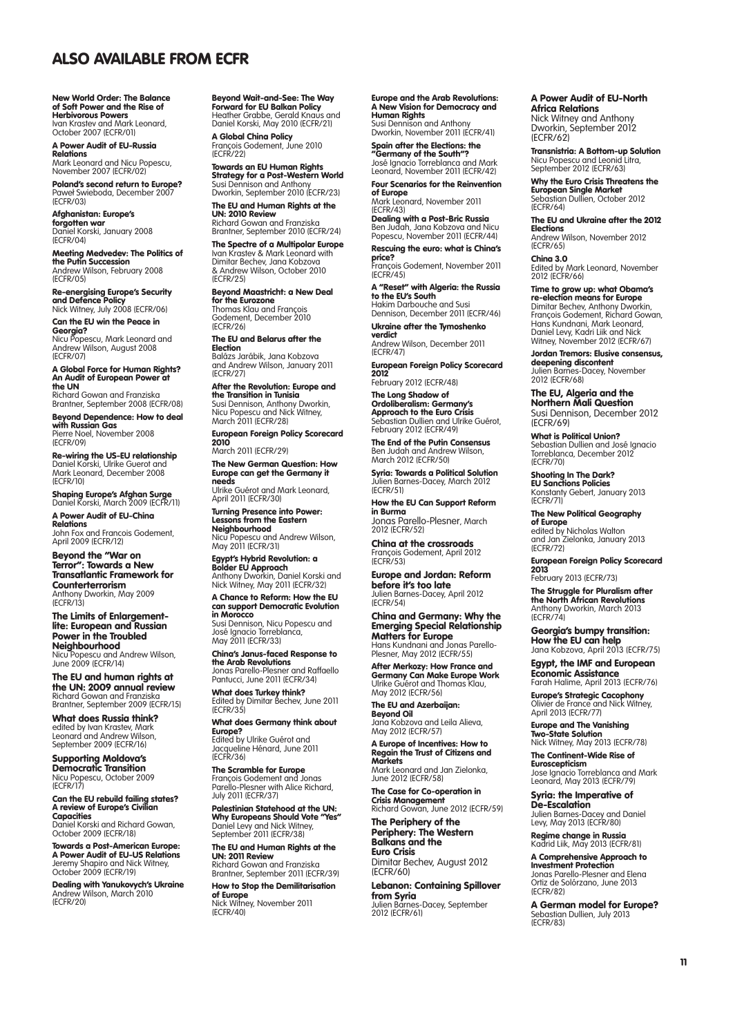## ALSO AVAILABLE FROM ECFR

**New World Order: The Balance of Soft Power and the Rise of Herbivorous Powers**
Ivan Krastev and Mark Leonard, October 2007 (ECFR/01)

**A Power Audit of EU-Russia Relations**
Mark Leonard and Nicu Popescu, November 2007 (ECFR/02)

**Poland's second return to Europe?**
Paweł Swieboda, December 2007 (ECFR/03)

**Afghanistan: Europe's forgotten war**
Daniel Korski, January 2008 (ECFR/04)

**Meeting Medvedev: The Politics of the Putin Succession**
Andrew Wilson, February 2008 (ECFR/05)

**Re-energising Europe's Security and Defence Policy**
Nick Witney, July 2008 (ECFR/06)

**Can the EU win the Peace in Georgia?**
Nicu Popescu, Mark Leonard and Andrew Wilson, August 2008 (ECFR/07)

**A Global Force for Human Rights? An Audit of European Power at the UN**
Richard Gowan and Franziska Brantner, September 2008 (ECFR/08)

**Beyond Dependence: How to deal with Russian Gas**
Pierre Noel, November 2008 (ECFR/09)

**Re-wiring the US-EU relationship**
Daniel Korski, Ulrike Guerot and Mark Leonard, December 2008 (ECFR/10)

**Shaping Europe's Afghan Surge**
Daniel Korski, March 2009 (ECFR/11)

**A Power Audit of EU-China Relations**
John Fox and Francois Godement, April 2009 (ECFR/12)

**Beyond the "War on Terror": Towards a New Transatlantic Framework for Counterterrorism**
Anthony Dworkin, May 2009 (ECFR/13)

**The Limits of Enlargement-lite: European and Russian Power in the Troubled Neighbourhood**
Nicu Popescu and Andrew Wilson, June 2009 (ECFR/14)

**The EU and human rights at the UN: 2009 annual review**
Richard Gowan and Franziska Brantner, September 2009 (ECFR/15)

**What does Russia think?**
edited by Ivan Krastev, Mark Leonard and Andrew Wilson, September 2009 (ECFR/16)

**Supporting Moldova's Democratic Transition**
Nicu Popescu, October 2009 (ECFR/17)

**Can the EU rebuild failing states? A review of Europe's Civilian Capacities**
Daniel Korski and Richard Gowan, October 2009 (ECFR/18)

**Towards a Post-American Europe: A Power Audit of EU-US Relations**
Jeremy Shapiro and Nick Witney, October 2009 (ECFR/19)

**Dealing with Yanukovych's Ukraine**
Andrew Wilson, March 2010 (ECFR/20)

**Beyond Wait-and-See: The Way Forward for EU Balkan Policy**
Heather Grabbe, Gerald Knaus and Daniel Korski, May 2010 (ECFR/21)

**A Global China Policy**
François Godement, June 2010 (ECFR/22)

**Towards an EU Human Rights Strategy for a Post-Western World**
Susi Dennison and Anthony Dworkin, September 2010 (ECFR/23)

**The EU and Human Rights at the UN: 2010 Review**
Richard Gowan and Franziska Brantner, September 2010 (ECFR/24)

**The Spectre of a Multipolar Europe**
Ivan Krastev & Mark Leonard with Dimitar Bechev, Jana Kobzova & Andrew Wilson, October 2010 (ECFR/25)

**Beyond Maastricht: a New Deal for the Eurozone**
Thomas Klau and François Godement, December 2010 (ECFR/26)

**The EU and Belarus after the Election**
Balázs Jarábik, Jana Kobzova and Andrew Wilson, January 2011 (ECFR/27)

**After the Revolution: Europe and the Transition in Tunisia**
Susi Dennison, Anthony Dworkin, Nicu Popescu and Nick Witney, March 2011 (ECFR/28)

**European Foreign Policy Scorecard 2010**
March 2011 (ECFR/29)

**The New German Question: How Europe can get the Germany it needs**
Ulrike Guérot and Mark Leonard, April 2011 (ECFR/30)

**Turning Presence into Power: Lessons from the Eastern Neighbourhood**
Nicu Popescu and Andrew Wilson, May 2011 (ECFR/31)

**Egypt's Hybrid Revolution: a Bolder EU Approach**
Anthony Dworkin, Daniel Korski and Nick Witney, May 2011 (ECFR/32)

**A Chance to Reform: How the EU can support Democratic Evolution in Morocco**
Susi Dennison, Nicu Popescu and José Ignacio Torreblanca, May 2011 (ECFR/33)

**China's Janus-faced Response to the Arab Revolutions**
Jonas Parello-Plesner and Raffaello Pantucci, June 2011 (ECFR/34)

**What does Turkey think?**
Edited by Dimitar Bechev, June 2011 (ECFR/35)

**What does Germany think about Europe?**
Edited by Ulrike Guérot and Jacqueline Hénard, June 2011 (ECFR/36)

**The Scramble for Europe**
François Godement and Jonas Parello-Plesner with Alice Richard, July 2011 (ECFR/37)

**Palestinian Statehood at the UN: Why Europeans Should Vote "Yes"**
Daniel Levy and Nick Witney, September 2011 (ECFR/38)

**The EU and Human Rights at the UN: 2011 Review**
Richard Gowan and Franziska Brantner, September 2011 (ECFR/39)

**How to Stop the Demilitarisation of Europe**
Nick Witney, November 2011 (ECFR/40)

**Europe and the Arab Revolutions: A New Vision for Democracy and Human Rights**
Susi Dennison and Anthony Dworkin, November 2011 (ECFR/41)

**Spain after the Elections: the "Germany of the South"?**
José Ignacio Torreblanca and Mark Leonard, November 2011 (ECFR/42)

**Four Scenarios for the Reinvention of Europe**
Mark Leonard, November 2011 (ECFR/43)

**Dealing with a Post-Bric Russia**
Ben Judah, Jana Kobzova and Nicu Popescu, November 2011 (ECFR/44)

**Rescuing the euro: what is China's price?**
François Godement, November 2011 (ECFR/45)

**A "Reset" with Algeria: the Russia to the EU's South**
Hakim Darbouche and Susi Dennison, December 2011 (ECFR/46)

**Ukraine after the Tymoshenko verdict**
Andrew Wilson, December 2011 (ECFR/47)

**European Foreign Policy Scorecard 2012**
February 2012 (ECFR/48)

**The Long Shadow of Ordoliberalism: Germany's Approach to the Euro Crisis**
Sebastian Dullien and Ulrike Guérot, February 2012 (ECFR/49)

**The End of the Putin Consensus**
Ben Judah and Andrew Wilson, March 2012 (ECFR/50)

**Syria: Towards a Political Solution**
Julien Barnes-Dacey, March 2012 (ECFR/51)

**How the EU Can Support Reform in Burma**
Jonas Parello-Plesner, March 2012 (ECFR/52)

**China at the crossroads**
François Godement, April 2012 (ECFR/53)

**Europe and Jordan: Reform before it's too late**
Julien Barnes-Dacey, April 2012 (ECFR/54)

**China and Germany: Why the Emerging Special Relationship Matters for Europe**
Hans Kundnani and Jonas Parello-Plesner, May 2012 (ECFR/55)

**After Merkozy: How France and Germany Can Make Europe Work**
Ulrike Guérot and Thomas Klau, May 2012 (ECFR/56)

**The EU and Azerbaijan: Beyond Oil**
Jana Kobzova and Leila Alieva, May 2012 (ECFR/57)

**A Europe of Incentives: How to Regain the Trust of Citizens and Markets**
Mark Leonard and Jan Zielonka, June 2012 (ECFR/58)

**The Case for Co-operation in Crisis Management**
Richard Gowan, June 2012 (ECFR/59)

**The Periphery of the Periphery: The Western Balkans and the Euro Crisis**
Dimitar Bechev, August 2012 (ECFR/60)

**Lebanon: Containing Spillover from Syria**
Julien Barnes-Dacey, September 2012 (ECFR/61)

**A Power Audit of EU-North Africa Relations**
Nick Witney and Anthony Dworkin, September 2012 (ECFR/62)

**Transnistria: A Bottom-up Solution**
Nicu Popescu and Leonid Litra, September 2012 (ECFR/63)

**Why the Euro Crisis Threatens the European Single Market**
Sebastian Dullien, October 2012 (ECFR/64)

**The EU and Ukraine after the 2012 Elections**
Andrew Wilson, November 2012 (ECFR/65)

**China 3.0**
Edited by Mark Leonard, November 2012 (ECFR/66)

**Time to grow up: what Obama's re-election means for Europe**
Dimitar Bechev, Anthony Dworkin, François Godement, Richard Gowan, Hans Kundnani, Mark Leonard, Daniel Levy, Kadri Liik and Nick Witney, November 2012 (ECFR/67)

**Jordan Tremors: Elusive consensus, deepening discontent**
Julien Barnes-Dacey, November 2012 (ECFR/68)

**The EU, Algeria and the Northern Mali Question**
Susi Dennison, December 2012 (ECFR/69)

**What is Political Union?**
Sebastian Dullien and José Ignacio Torreblanca, December 2012 (ECFR/70)

**Shooting In The Dark? EU Sanctions Policies**
Konstanty Gebert, January 2013 (ECFR/71)

**The New Political Geography of Europe**
edited by Nicholas Walton and Jan Zielonka, January 2013 (ECFR/72)

**European Foreign Policy Scorecard 2013**
February 2013 (ECFR/73)

**The Struggle for Pluralism after the North African Revolutions**
Anthony Dworkin, March 2013 (ECFR/74)

**Georgia's bumpy transition: How the EU can help**
Jana Kobzova, April 2013 (ECFR/75)

**Egypt, the IMF and European Economic Assistance**
Farah Halime, April 2013 (ECFR/76)

**Europe's Strategic Cacophony**
Olivier de France and Nick Witney, April 2013 (ECFR/77)

**Europe and The Vanishing Two-State Solution**
Nick Witney, May 2013 (ECFR/78)

**The Continent-Wide Rise of Euroscepticism**
Jose Ignacio Torreblanca and Mark Leonard, May 2013 (ECFR/79)

**Syria: the Imperative of De-Escalation**
Julien Barnes-Dacey and Daniel Levy, May 2013 (ECFR/80)

**Regime change in Russia**
Kadrid Liik, May 2013 (ECFR/81)

**A Comprehensive Approach to Investment Protection**
Jonas Parello-Plesner and Elena Ortiz de Solórzano, June 2013 (ECFR/82)

**A German model for Europe?**
Sebastian Dullien, July 2013 (ECFR/83)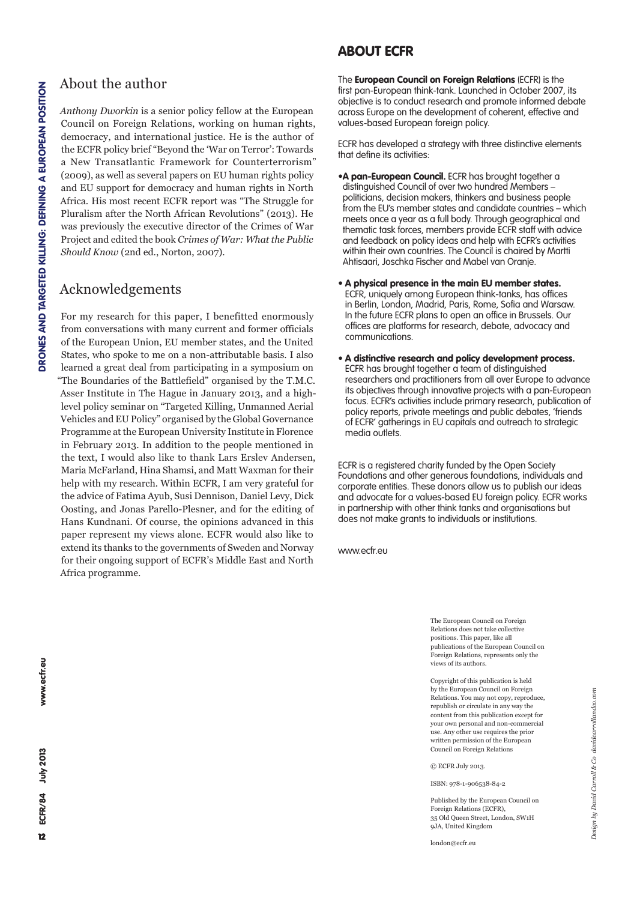## About the author

*Anthony Dworkin* is a senior policy fellow at the European Council on Foreign Relations, working on human rights, democracy, and international justice. He is the author of the ECFR policy brief "Beyond the 'War on Terror': Towards a New Transatlantic Framework for Counterterrorism" (2009), as well as several papers on EU human rights policy and EU support for democracy and human rights in North Africa. His most recent ECFR report was "The Struggle for Pluralism after the North African Revolutions" (2013). He was previously the executive director of the Crimes of War Project and edited the book *Crimes of War: What the Public Should Know* (2nd ed., Norton, 2007).

## Acknowledgements

For my research for this paper, I benefitted enormously from conversations with many current and former officials of the European Union, EU member states, and the United States, who spoke to me on a non-attributable basis. I also learned a great deal from participating in a symposium on "The Boundaries of the Battlefield" organised by the T.M.C. Asser Institute in The Hague in January 2013, and a high-level policy seminar on "Targeted Killing, Unmanned Aerial Vehicles and EU Policy" organised by the Global Governance Programme at the European University Institute in Florence in February 2013. In addition to the people mentioned in the text, I would also like to thank Lars Erslev Andersen, Maria McFarland, Hina Shamsi, and Matt Waxman for their help with my research. Within ECFR, I am very grateful for the advice of Fatima Ayub, Susi Dennison, Daniel Levy, Dick Oosting, and Jonas Parello-Plesner, and for the editing of Hans Kundnani. Of course, the opinions advanced in this paper represent my views alone. ECFR would also like to extend its thanks to the governments of Sweden and Norway for their ongoing support of ECFR's Middle East and North Africa programme.

## ABOUT ECFR

The **European Council on Foreign Relations** (ECFR) is the first pan-European think-tank. Launched in October 2007, its objective is to conduct research and promote informed debate across Europe on the development of coherent, effective and values-based European foreign policy.

ECFR has developed a strategy with three distinctive elements that define its activities:

- **A pan-European Council.** ECFR has brought together a distinguished Council of over two hundred Members – politicians, decision makers, thinkers and business people from the EU's member states and candidate countries – which meets once a year as a full body. Through geographical and thematic task forces, members provide ECFR staff with advice and feedback on policy ideas and help with ECFR's activities within their own countries. The Council is chaired by Martti Ahtisaari, Joschka Fischer and Mabel van Oranje.
- **A physical presence in the main EU member states.** ECFR, uniquely among European think-tanks, has offices in Berlin, London, Madrid, Paris, Rome, Sofia and Warsaw. In the future ECFR plans to open an office in Brussels. Our offices are platforms for research, debate, advocacy and communications.
- **A distinctive research and policy development process.** ECFR has brought together a team of distinguished researchers and practitioners from all over Europe to advance its objectives through innovative projects with a pan-European focus. ECFR's activities include primary research, publication of policy reports, private meetings and public debates, 'friends of ECFR' gatherings in EU capitals and outreach to strategic media outlets.

ECFR is a registered charity funded by the Open Society Foundations and other generous foundations, individuals and corporate entities. These donors allow us to publish our ideas and advocate for a values-based EU foreign policy. ECFR works in partnership with other think tanks and organisations but does not make grants to individuals or institutions.

www.ecfr.eu

The European Council on Foreign Relations does not take collective positions. This paper, like all publications of the European Council on Foreign Relations, represents only the views of its authors.

Copyright of this publication is held by the European Council on Foreign Relations. You may not copy, reproduce, republish or circulate in any way the content from this publication except for your own personal and non-commercial use. Any other use requires the prior written permission of the European Council on Foreign Relations

© ECFR July 2013.

ISBN: 978-1-906538-84-2

Published by the European Council on Foreign Relations (ECFR), 35 Old Queen Street, London, SW1H 9JA, United Kingdom

london@ecfr.eu

*Design by David Carroll & Co davidcarrolldesign.com*